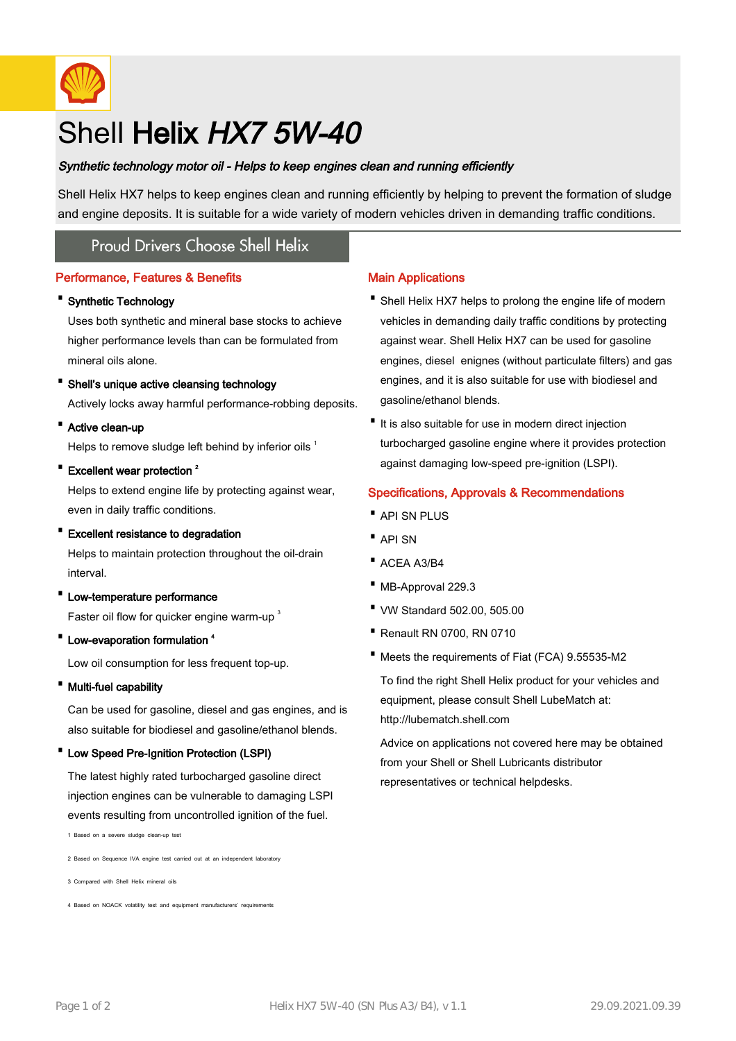# Shell **Helix** ***HX7 5W-40***

***Synthetic technology motor oil - Helps to keep engines clean and running efficiently***

Shell Helix HX7 helps to keep engines clean and running efficiently by helping to prevent the formation of sludge and engine deposits. It is suitable for a wide variety of modern vehicles driven in demanding traffic conditions.

Proud Drivers Choose Shell Helix

## Performance, Features & Benefits

- **Synthetic Technology**

  Uses both synthetic and mineral base stocks to achieve higher performance levels than can be formulated from mineral oils alone.

- **Shell's unique active cleansing technology**

  Actively locks away harmful performance-robbing deposits.

- **Active clean-up**

  Helps to remove sludge left behind by inferior oils [1]

- **Excellent wear protection** [2]

  Helps to extend engine life by protecting against wear, even in daily traffic conditions.

- **Excellent resistance to degradation**

  Helps to maintain protection throughout the oil-drain interval.

- **Low-temperature performance**

  Faster oil flow for quicker engine warm-up [3]

- **Low-evaporation formulation** [4]

  Low oil consumption for less frequent top-up.

- **Multi-fuel capability**

  Can be used for gasoline, diesel and gas engines, and is also suitable for biodiesel and gasoline/ethanol blends.

- **Low Speed Pre-Ignition Protection (LSPI)**

  The latest highly rated turbocharged gasoline direct injection engines can be vulnerable to damaging LSPI events resulting from uncontrolled ignition of the fuel.

1 Based on a severe sludge clean-up test

2 Based on Sequence IVA engine test carried out at an independent laboratory

3 Compared with Shell Helix mineral oils

4 Based on NOACK volatility test and equipment manufacturers' requirements

## Main Applications

- Shell Helix HX7 helps to prolong the engine life of modern vehicles in demanding daily traffic conditions by protecting against wear. Shell Helix HX7 can be used for gasoline engines, diesel enignes (without particulate filters) and gas engines, and it is also suitable for use with biodiesel and gasoline/ethanol blends.
- It is also suitable for use in modern direct injection turbocharged gasoline engine where it provides protection against damaging low-speed pre-ignition (LSPI).

## Specifications, Approvals & Recommendations

- API SN PLUS
- API SN
- ACEA A3/B4
- MB-Approval 229.3
- VW Standard 502.00, 505.00
- Renault RN 0700, RN 0710
- Meets the requirements of Fiat (FCA) 9.55535-M2

  To find the right Shell Helix product for your vehicles and equipment, please consult Shell LubeMatch at: http://lubematch.shell.com

  Advice on applications not covered here may be obtained from your Shell or Shell Lubricants distributor representatives or technical helpdesks.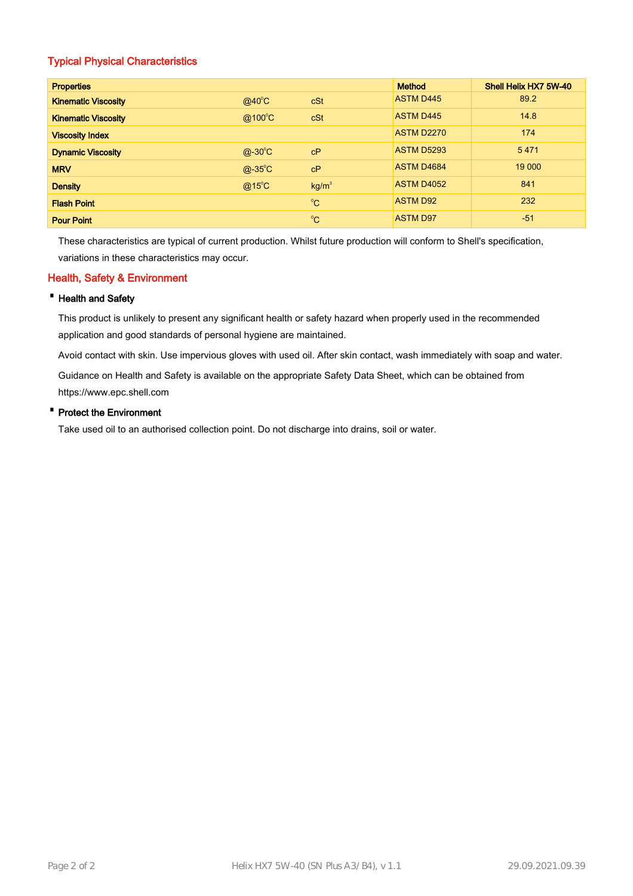## Typical Physical Characteristics

| Properties | | | Method | Shell Helix HX7 5W-40 |
|---|---|---|---|---|
| **Kinematic Viscosity** | @40°C | cSt | ASTM D445 | 89.2 |
| **Kinematic Viscosity** | @100°C | cSt | ASTM D445 | 14.8 |
| **Viscosity Index** | | | ASTM D2270 | 174 |
| **Dynamic Viscosity** | @-30°C | cP | ASTM D5293 | 5 471 |
| **MRV** | @-35°C | cP | ASTM D4684 | 19 000 |
| **Density** | @15°C | $kg/m^3$ | ASTM D4052 | 841 |
| **Flash Point** | | °C | ASTM D92 | 232 |
| **Pour Point** | | °C | ASTM D97 | -51 |

These characteristics are typical of current production. Whilst future production will conform to Shell's specification, variations in these characteristics may occur.

## Health, Safety & Environment

- **Health and Safety**

This product is unlikely to present any significant health or safety hazard when properly used in the recommended application and good standards of personal hygiene are maintained.

Avoid contact with skin. Use impervious gloves with used oil. After skin contact, wash immediately with soap and water.

Guidance on Health and Safety is available on the appropriate Safety Data Sheet, which can be obtained from https://www.epc.shell.com

- **Protect the Environment**

Take used oil to an authorised collection point. Do not discharge into drains, soil or water.